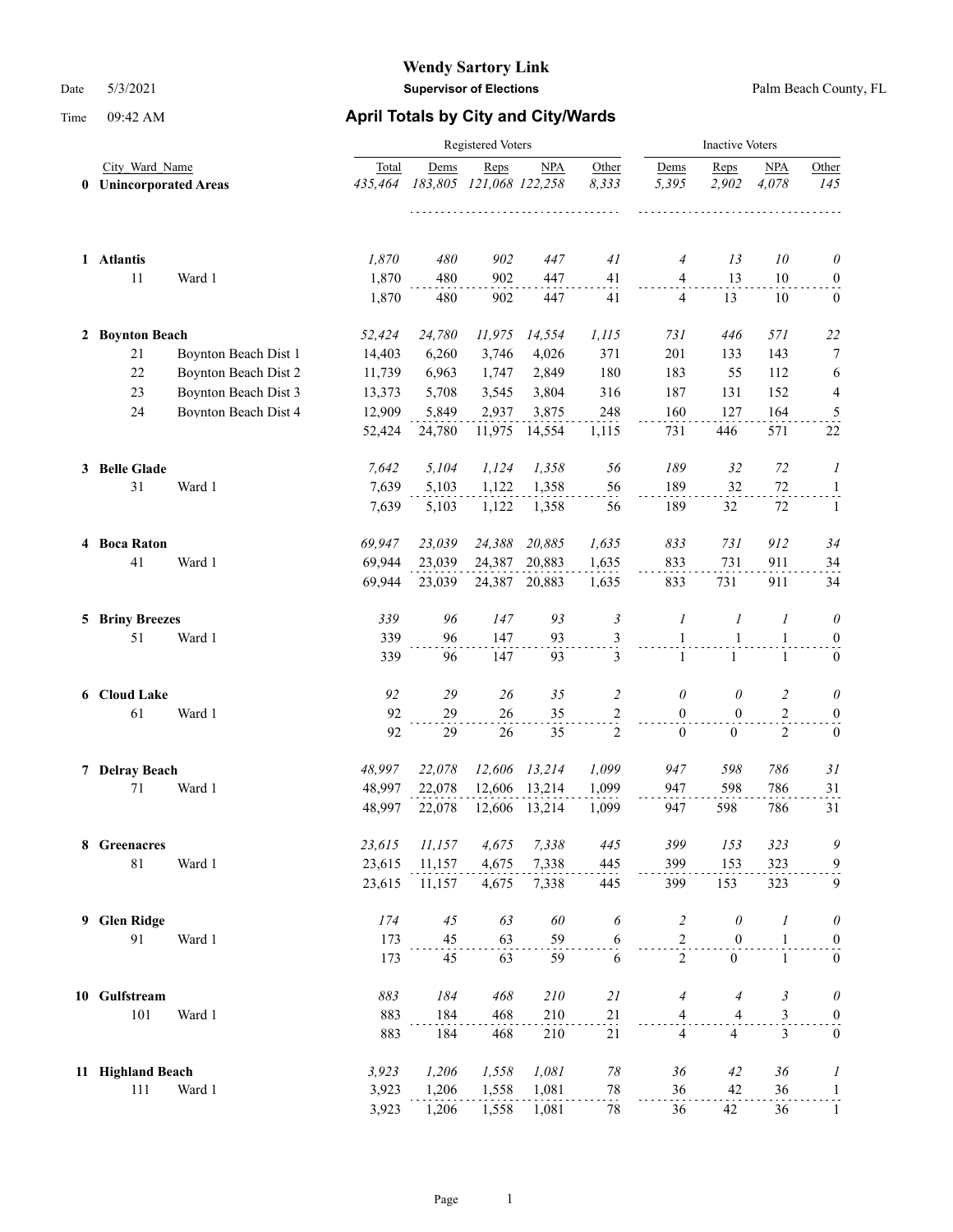# Wendy Sartory Link

Date 5/3/2021 **Supervisor of Elections** Palm Beach County, FL

Time 09:42 AM

## April Totals by City and City/Wards

| | City_Ward_Name | | Registered Voters | | | | | Inactive Voters | | | |
|---|---|---|---|---|---|---|---|---|---|---|---|
| | | | Total | Dems | Reps | NPA | Other | Dems | Reps | NPA | Other |
| **0** | **Unincorporated Areas** | | *435,464* | *183,805* | *121,068* | *122,258* | *8,333* | *5,395* | *2,902* | *4,078* | *145* |
| **1** | **Atlantis** | | *1,870* | *480* | *902* | *447* | *41* | *4* | *13* | *10* | *0* |
| | 11 | Ward 1 | 1,870 | 480 | 902 | 447 | 41 | 4 | 13 | 10 | 0 |
| | | | 1,870 | 480 | 902 | 447 | 41 | 4 | 13 | 10 | 0 |
| **2** | **Boynton Beach** | | *52,424* | *24,780* | *11,975* | *14,554* | *1,115* | *731* | *446* | *571* | *22* |
| | 21 | Boynton Beach Dist 1 | 14,403 | 6,260 | 3,746 | 4,026 | 371 | 201 | 133 | 143 | 7 |
| | 22 | Boynton Beach Dist 2 | 11,739 | 6,963 | 1,747 | 2,849 | 180 | 183 | 55 | 112 | 6 |
| | 23 | Boynton Beach Dist 3 | 13,373 | 5,708 | 3,545 | 3,804 | 316 | 187 | 131 | 152 | 4 |
| | 24 | Boynton Beach Dist 4 | 12,909 | 5,849 | 2,937 | 3,875 | 248 | 160 | 127 | 164 | 5 |
| | | | 52,424 | 24,780 | 11,975 | 14,554 | 1,115 | 731 | 446 | 571 | 22 |
| **3** | **Belle Glade** | | *7,642* | *5,104* | *1,124* | *1,358* | *56* | *189* | *32* | *72* | *1* |
| | 31 | Ward 1 | 7,639 | 5,103 | 1,122 | 1,358 | 56 | 189 | 32 | 72 | 1 |
| | | | 7,639 | 5,103 | 1,122 | 1,358 | 56 | 189 | 32 | 72 | 1 |
| **4** | **Boca Raton** | | *69,947* | *23,039* | *24,388* | *20,885* | *1,635* | *833* | *731* | *912* | *34* |
| | 41 | Ward 1 | 69,944 | 23,039 | 24,387 | 20,883 | 1,635 | 833 | 731 | 911 | 34 |
| | | | 69,944 | 23,039 | 24,387 | 20,883 | 1,635 | 833 | 731 | 911 | 34 |
| **5** | **Briny Breezes** | | *339* | *96* | *147* | *93* | *3* | *1* | *1* | *1* | *0* |
| | 51 | Ward 1 | 339 | 96 | 147 | 93 | 3 | 1 | 1 | 1 | 0 |
| | | | 339 | 96 | 147 | 93 | 3 | 1 | 1 | 1 | 0 |
| **6** | **Cloud Lake** | | *92* | *29* | *26* | *35* | *2* | *0* | *0* | *2* | *0* |
| | 61 | Ward 1 | 92 | 29 | 26 | 35 | 2 | 0 | 0 | 2 | 0 |
| | | | 92 | 29 | 26 | 35 | 2 | 0 | 0 | 2 | 0 |
| **7** | **Delray Beach** | | *48,997* | *22,078* | *12,606* | *13,214* | *1,099* | *947* | *598* | *786* | *31* |
| | 71 | Ward 1 | 48,997 | 22,078 | 12,606 | 13,214 | 1,099 | 947 | 598 | 786 | 31 |
| | | | 48,997 | 22,078 | 12,606 | 13,214 | 1,099 | 947 | 598 | 786 | 31 |
| **8** | **Greenacres** | | *23,615* | *11,157* | *4,675* | *7,338* | *445* | *399* | *153* | *323* | *9* |
| | 81 | Ward 1 | 23,615 | 11,157 | 4,675 | 7,338 | 445 | 399 | 153 | 323 | 9 |
| | | | 23,615 | 11,157 | 4,675 | 7,338 | 445 | 399 | 153 | 323 | 9 |
| **9** | **Glen Ridge** | | *174* | *45* | *63* | *60* | *6* | *2* | *0* | *1* | *0* |
| | 91 | Ward 1 | 173 | 45 | 63 | 59 | 6 | 2 | 0 | 1 | 0 |
| | | | 173 | 45 | 63 | 59 | 6 | 2 | 0 | 1 | 0 |
| **10** | **Gulfstream** | | *883* | *184* | *468* | *210* | *21* | *4* | *4* | *3* | *0* |
| | 101 | Ward 1 | 883 | 184 | 468 | 210 | 21 | 4 | 4 | 3 | 0 |
| | | | 883 | 184 | 468 | 210 | 21 | 4 | 4 | 3 | 0 |
| **11** | **Highland Beach** | | *3,923* | *1,206* | *1,558* | *1,081* | *78* | *36* | *42* | *36* | *1* |
| | 111 | Ward 1 | 3,923 | 1,206 | 1,558 | 1,081 | 78 | 36 | 42 | 36 | 1 |
| | | | 3,923 | 1,206 | 1,558 | 1,081 | 78 | 36 | 42 | 36 | 1 |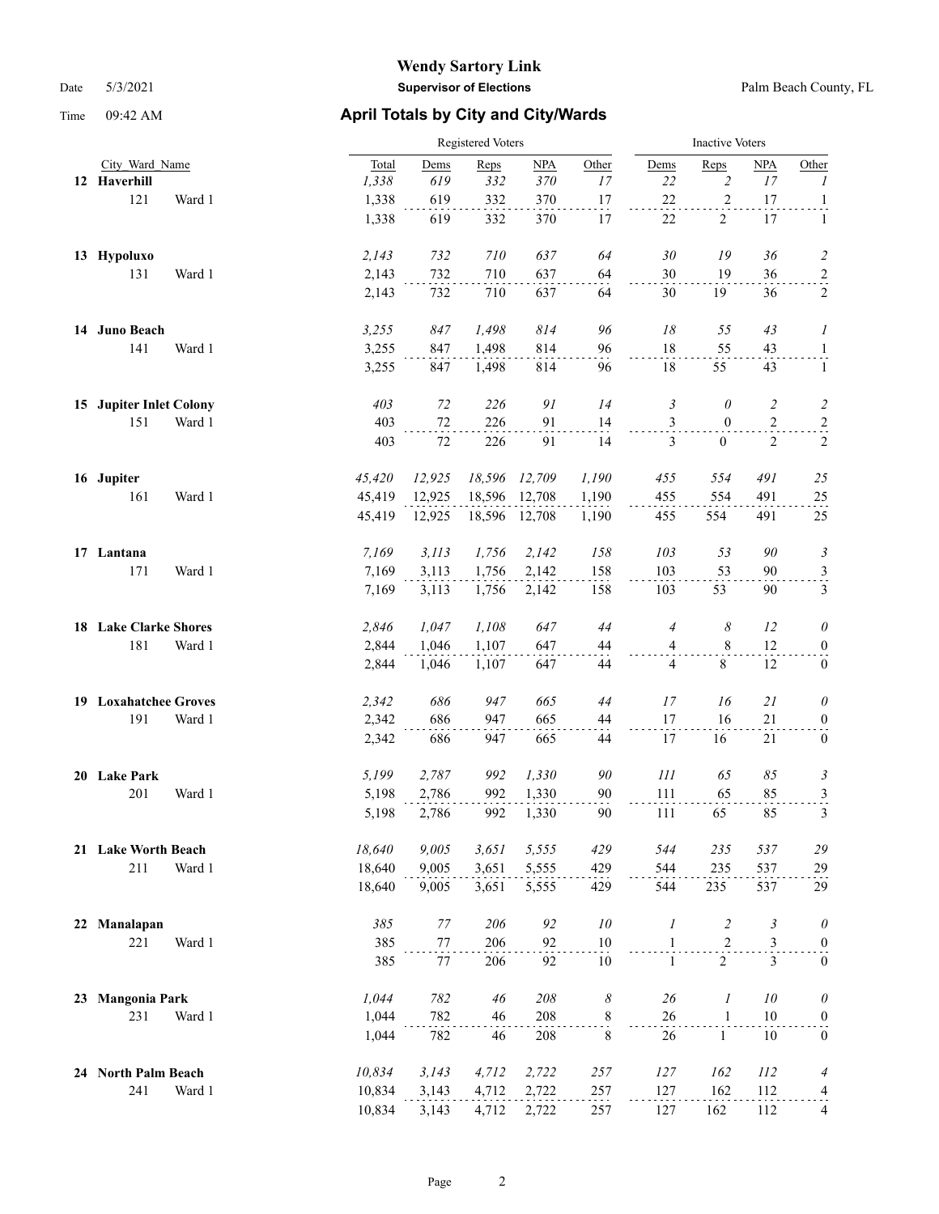# Wendy Sartory Link

**Supervisor of Elections**

Palm Beach County, FL

Date 5/3/2021

Time 09:42 AM

## April Totals by City and City/Wards

| City_Ward_Name | | Registered Voters Total | Dems | Reps | NPA | Other | Inactive Voters Dems | Reps | NPA | Other |
|---|---|---|---|---|---|---|---|---|---|---|
| **12 Haverhill** | | *1,338* | *619* | *332* | *370* | *17* | *22* | *2* | *17* | *1* |
| 121 | Ward 1 | 1,338 | 619 | 332 | 370 | 17 | 22 | 2 | 17 | 1 |
| | | 1,338 | 619 | 332 | 370 | 17 | 22 | 2 | 17 | 1 |
| **13 Hypoluxo** | | *2,143* | *732* | *710* | *637* | *64* | *30* | *19* | *36* | *2* |
| 131 | Ward 1 | 2,143 | 732 | 710 | 637 | 64 | 30 | 19 | 36 | 2 |
| | | 2,143 | 732 | 710 | 637 | 64 | 30 | 19 | 36 | 2 |
| **14 Juno Beach** | | *3,255* | *847* | *1,498* | *814* | *96* | *18* | *55* | *43* | *1* |
| 141 | Ward 1 | 3,255 | 847 | 1,498 | 814 | 96 | 18 | 55 | 43 | 1 |
| | | 3,255 | 847 | 1,498 | 814 | 96 | 18 | 55 | 43 | 1 |
| **15 Jupiter Inlet Colony** | | *403* | *72* | *226* | *91* | *14* | *3* | *0* | *2* | *2* |
| 151 | Ward 1 | 403 | 72 | 226 | 91 | 14 | 3 | 0 | 2 | 2 |
| | | 403 | 72 | 226 | 91 | 14 | 3 | 0 | 2 | 2 |
| **16 Jupiter** | | *45,420* | *12,925* | *18,596* | *12,709* | *1,190* | *455* | *554* | *491* | *25* |
| 161 | Ward 1 | 45,419 | 12,925 | 18,596 | 12,708 | 1,190 | 455 | 554 | 491 | 25 |
| | | 45,419 | 12,925 | 18,596 | 12,708 | 1,190 | 455 | 554 | 491 | 25 |
| **17 Lantana** | | *7,169* | *3,113* | *1,756* | *2,142* | *158* | *103* | *53* | *90* | *3* |
| 171 | Ward 1 | 7,169 | 3,113 | 1,756 | 2,142 | 158 | 103 | 53 | 90 | 3 |
| | | 7,169 | 3,113 | 1,756 | 2,142 | 158 | 103 | 53 | 90 | 3 |
| **18 Lake Clarke Shores** | | *2,846* | *1,047* | *1,108* | *647* | *44* | *4* | *8* | *12* | *0* |
| 181 | Ward 1 | 2,844 | 1,046 | 1,107 | 647 | 44 | 4 | 8 | 12 | 0 |
| | | 2,844 | 1,046 | 1,107 | 647 | 44 | 4 | 8 | 12 | 0 |
| **19 Loxahatchee Groves** | | *2,342* | *686* | *947* | *665* | *44* | *17* | *16* | *21* | *0* |
| 191 | Ward 1 | 2,342 | 686 | 947 | 665 | 44 | 17 | 16 | 21 | 0 |
| | | 2,342 | 686 | 947 | 665 | 44 | 17 | 16 | 21 | 0 |
| **20 Lake Park** | | *5,199* | *2,787* | *992* | *1,330* | *90* | *111* | *65* | *85* | *3* |
| 201 | Ward 1 | 5,198 | 2,786 | 992 | 1,330 | 90 | 111 | 65 | 85 | 3 |
| | | 5,198 | 2,786 | 992 | 1,330 | 90 | 111 | 65 | 85 | 3 |
| **21 Lake Worth Beach** | | *18,640* | *9,005* | *3,651* | *5,555* | *429* | *544* | *235* | *537* | *29* |
| 211 | Ward 1 | 18,640 | 9,005 | 3,651 | 5,555 | 429 | 544 | 235 | 537 | 29 |
| | | 18,640 | 9,005 | 3,651 | 5,555 | 429 | 544 | 235 | 537 | 29 |
| **22 Manalapan** | | *385* | *77* | *206* | *92* | *10* | *1* | *2* | *3* | *0* |
| 221 | Ward 1 | 385 | 77 | 206 | 92 | 10 | 1 | 2 | 3 | 0 |
| | | 385 | 77 | 206 | 92 | 10 | 1 | 2 | 3 | 0 |
| **23 Mangonia Park** | | *1,044* | *782* | *46* | *208* | *8* | *26* | *1* | *10* | *0* |
| 231 | Ward 1 | 1,044 | 782 | 46 | 208 | 8 | 26 | 1 | 10 | 0 |
| | | 1,044 | 782 | 46 | 208 | 8 | 26 | 1 | 10 | 0 |
| **24 North Palm Beach** | | *10,834* | *3,143* | *4,712* | *2,722* | *257* | *127* | *162* | *112* | *4* |
| 241 | Ward 1 | 10,834 | 3,143 | 4,712 | 2,722 | 257 | 127 | 162 | 112 | 4 |
| | | 10,834 | 3,143 | 4,712 | 2,722 | 257 | 127 | 162 | 112 | 4 |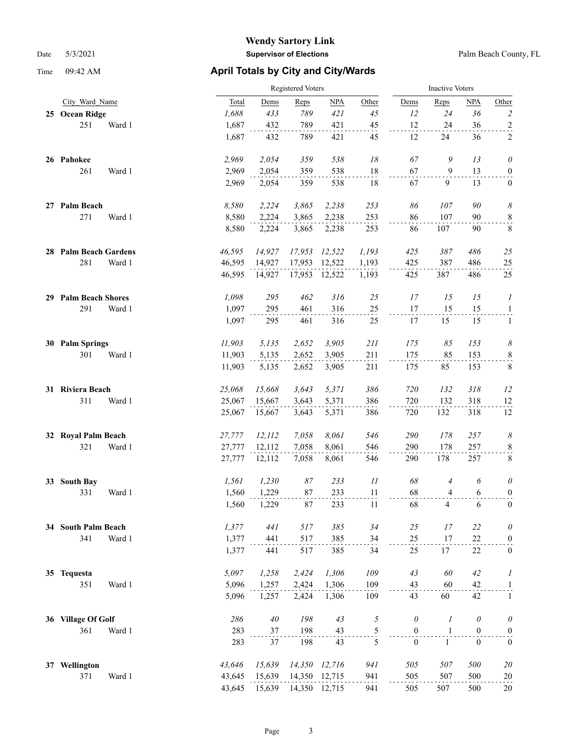**Wendy Sartory Link**

**Supervisor of Elections**

Palm Beach County, FL

Date 5/3/2021

Time 09:42 AM

## April Totals by City and City/Wards

| City_Ward_Name | | Registered Voters Total | Dems | Reps | NPA | Other | Inactive Voters Dems | Reps | NPA | Other |
|---|---|---|---|---|---|---|---|---|---|---|
| **25 Ocean Ridge** | | *1,688* | *433* | *789* | *421* | *45* | *12* | *24* | *36* | *2* |
| 251 | Ward 1 | 1,687 | 432 | 789 | 421 | 45 | 12 | 24 | 36 | 2 |
| | | 1,687 | 432 | 789 | 421 | 45 | 12 | 24 | 36 | 2 |
| **26 Pahokee** | | *2,969* | *2,054* | *359* | *538* | *18* | *67* | *9* | *13* | *0* |
| 261 | Ward 1 | 2,969 | 2,054 | 359 | 538 | 18 | 67 | 9 | 13 | 0 |
| | | 2,969 | 2,054 | 359 | 538 | 18 | 67 | 9 | 13 | 0 |
| **27 Palm Beach** | | *8,580* | *2,224* | *3,865* | *2,238* | *253* | *86* | *107* | *90* | *8* |
| 271 | Ward 1 | 8,580 | 2,224 | 3,865 | 2,238 | 253 | 86 | 107 | 90 | 8 |
| | | 8,580 | 2,224 | 3,865 | 2,238 | 253 | 86 | 107 | 90 | 8 |
| **28 Palm Beach Gardens** | | *46,595* | *14,927* | *17,953* | *12,522* | *1,193* | *425* | *387* | *486* | *25* |
| 281 | Ward 1 | 46,595 | 14,927 | 17,953 | 12,522 | 1,193 | 425 | 387 | 486 | 25 |
| | | 46,595 | 14,927 | 17,953 | 12,522 | 1,193 | 425 | 387 | 486 | 25 |
| **29 Palm Beach Shores** | | *1,098* | *295* | *462* | *316* | *25* | *17* | *15* | *15* | *1* |
| 291 | Ward 1 | 1,097 | 295 | 461 | 316 | 25 | 17 | 15 | 15 | 1 |
| | | 1,097 | 295 | 461 | 316 | 25 | 17 | 15 | 15 | 1 |
| **30 Palm Springs** | | *11,903* | *5,135* | *2,652* | *3,905* | *211* | *175* | *85* | *153* | *8* |
| 301 | Ward 1 | 11,903 | 5,135 | 2,652 | 3,905 | 211 | 175 | 85 | 153 | 8 |
| | | 11,903 | 5,135 | 2,652 | 3,905 | 211 | 175 | 85 | 153 | 8 |
| **31 Riviera Beach** | | *25,068* | *15,668* | *3,643* | *5,371* | *386* | *720* | *132* | *318* | *12* |
| 311 | Ward 1 | 25,067 | 15,667 | 3,643 | 5,371 | 386 | 720 | 132 | 318 | 12 |
| | | 25,067 | 15,667 | 3,643 | 5,371 | 386 | 720 | 132 | 318 | 12 |
| **32 Royal Palm Beach** | | *27,777* | *12,112* | *7,058* | *8,061* | *546* | *290* | *178* | *257* | *8* |
| 321 | Ward 1 | 27,777 | 12,112 | 7,058 | 8,061 | 546 | 290 | 178 | 257 | 8 |
| | | 27,777 | 12,112 | 7,058 | 8,061 | 546 | 290 | 178 | 257 | 8 |
| **33 South Bay** | | *1,561* | *1,230* | *87* | *233* | *11* | *68* | *4* | *6* | *0* |
| 331 | Ward 1 | 1,560 | 1,229 | 87 | 233 | 11 | 68 | 4 | 6 | 0 |
| | | 1,560 | 1,229 | 87 | 233 | 11 | 68 | 4 | 6 | 0 |
| **34 South Palm Beach** | | *1,377* | *441* | *517* | *385* | *34* | *25* | *17* | *22* | *0* |
| 341 | Ward 1 | 1,377 | 441 | 517 | 385 | 34 | 25 | 17 | 22 | 0 |
| | | 1,377 | 441 | 517 | 385 | 34 | 25 | 17 | 22 | 0 |
| **35 Tequesta** | | *5,097* | *1,258* | *2,424* | *1,306* | *109* | *43* | *60* | *42* | *1* |
| 351 | Ward 1 | 5,096 | 1,257 | 2,424 | 1,306 | 109 | 43 | 60 | 42 | 1 |
| | | 5,096 | 1,257 | 2,424 | 1,306 | 109 | 43 | 60 | 42 | 1 |
| **36 Village Of Golf** | | *286* | *40* | *198* | *43* | *5* | *0* | *1* | *0* | *0* |
| 361 | Ward 1 | 283 | 37 | 198 | 43 | 5 | 0 | 1 | 0 | 0 |
| | | 283 | 37 | 198 | 43 | 5 | 0 | 1 | 0 | 0 |
| **37 Wellington** | | *43,646* | *15,639* | *14,350* | *12,716* | *941* | *505* | *507* | *500* | *20* |
| 371 | Ward 1 | 43,645 | 15,639 | 14,350 | 12,715 | 941 | 505 | 507 | 500 | 20 |
| | | 43,645 | 15,639 | 14,350 | 12,715 | 941 | 505 | 507 | 500 | 20 |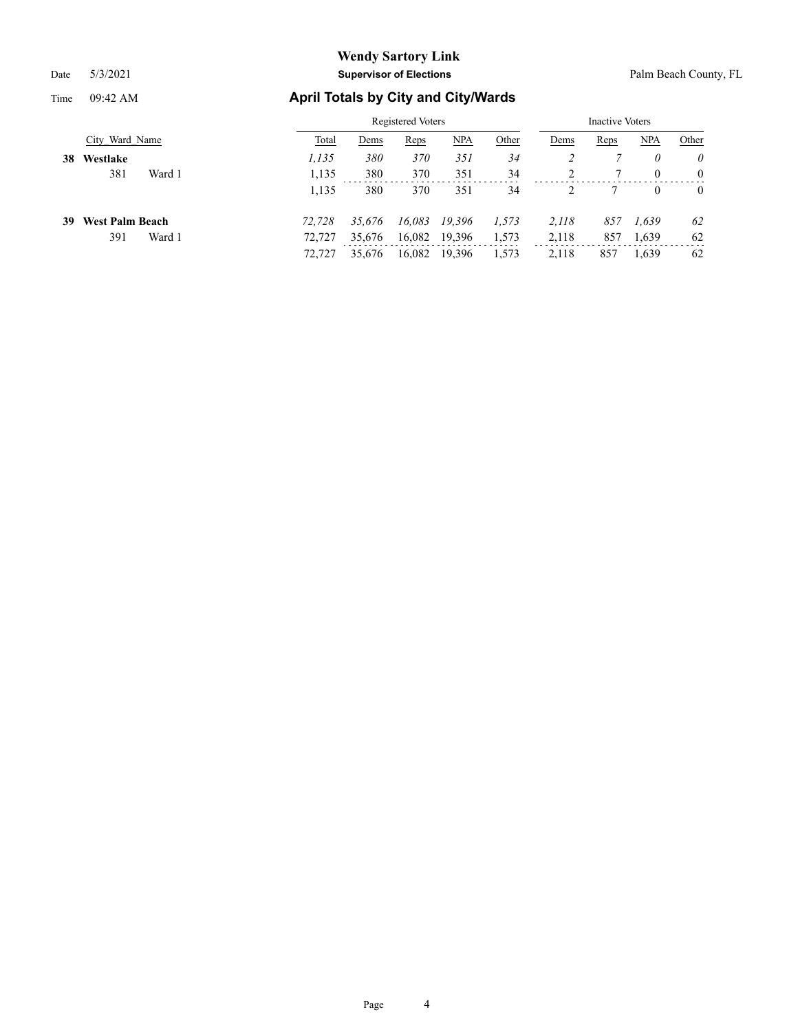**Wendy Sartory Link**

**Supervisor of Elections**

Palm Beach County, FL

Date 5/3/2021

Time 09:42 AM

## April Totals by City and City/Wards

| City_Ward_Name | | Registered Voters Total | Registered Voters Dems | Registered Voters Reps | Registered Voters NPA | Registered Voters Other | Inactive Voters Dems | Inactive Voters Reps | Inactive Voters NPA | Inactive Voters Other |
|---|---|---|---|---|---|---|---|---|---|---|
| **38** | **Westlake** | *1,135* | *380* | *370* | *351* | *34* | *2* | *7* | *0* | *0* |
| 381 | Ward 1 | 1,135 | 380 | 370 | 351 | 34 | 2 | 7 | 0 | 0 |
| | | 1,135 | 380 | 370 | 351 | 34 | 2 | 7 | 0 | 0 |
| **39** | **West Palm Beach** | *72,728* | *35,676* | *16,083* | *19,396* | *1,573* | *2,118* | *857* | *1,639* | *62* |
| 391 | Ward 1 | 72,727 | 35,676 | 16,082 | 19,396 | 1,573 | 2,118 | 857 | 1,639 | 62 |
| | | 72,727 | 35,676 | 16,082 | 19,396 | 1,573 | 2,118 | 857 | 1,639 | 62 |